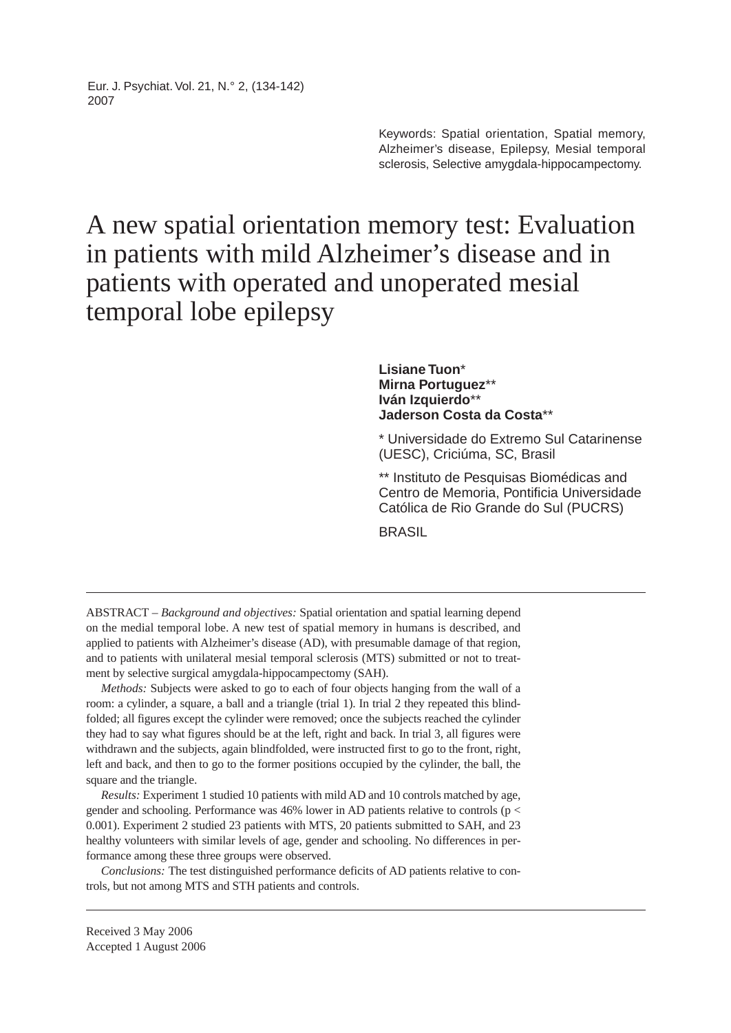Keywords: Spatial orientation, Spatial memory, Alzheimer's disease, Epilepsy, Mesial temporal sclerosis, Selective amygdala-hippocampectomy.

# A new spatial orientation memory test: Evaluation in patients with mild Alzheimer's disease and in patients with operated and unoperated mesial temporal lobe epilepsy

**Lisiane Tuon***
**Mirna Portuguez****
**Iván Izquierdo****
**Jaderson Costa da Costa****

\* Universidade do Extremo Sul Catarinense (UESC), Criciúma, SC, Brasil

\*\* Instituto de Pesquisas Biomédicas and Centro de Memoria, Pontificia Universidade Católica de Rio Grande do Sul (PUCRS)

BRASIL

---

ABSTRACT – *Background and objectives:* Spatial orientation and spatial learning depend on the medial temporal lobe. A new test of spatial memory in humans is described, and applied to patients with Alzheimer's disease (AD), with presumable damage of that region, and to patients with unilateral mesial temporal sclerosis (MTS) submitted or not to treatment by selective surgical amygdala-hippocampectomy (SAH).

*Methods:* Subjects were asked to go to each of four objects hanging from the wall of a room: a cylinder, a square, a ball and a triangle (trial 1). In trial 2 they repeated this blindfolded; all figures except the cylinder were removed; once the subjects reached the cylinder they had to say what figures should be at the left, right and back. In trial 3, all figures were withdrawn and the subjects, again blindfolded, were instructed first to go to the front, right, left and back, and then to go to the former positions occupied by the cylinder, the ball, the square and the triangle.

*Results:* Experiment 1 studied 10 patients with mild AD and 10 controls matched by age, gender and schooling. Performance was 46% lower in AD patients relative to controls ($p < 0.001$). Experiment 2 studied 23 patients with MTS, 20 patients submitted to SAH, and 23 healthy volunteers with similar levels of age, gender and schooling. No differences in performance among these three groups were observed.

*Conclusions:* The test distinguished performance deficits of AD patients relative to controls, but not among MTS and STH patients and controls.

---

Received 3 May 2006
Accepted 1 August 2006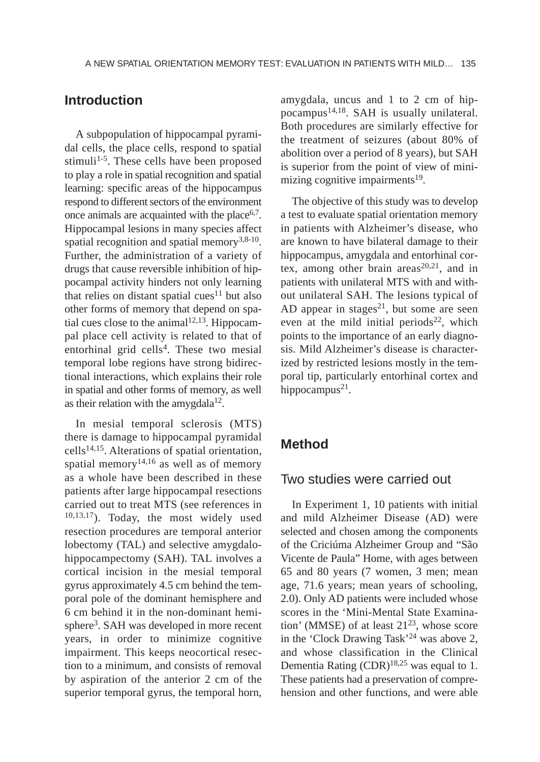## Introduction

A subpopulation of hippocampal pyramidal cells, the place cells, respond to spatial stimuli[1-5]. These cells have been proposed to play a role in spatial recognition and spatial learning: specific areas of the hippocampus respond to different sectors of the environment once animals are acquainted with the place[6,7]. Hippocampal lesions in many species affect spatial recognition and spatial memory[3,8-10]. Further, the administration of a variety of drugs that cause reversible inhibition of hippocampal activity hinders not only learning that relies on distant spatial cues[11] but also other forms of memory that depend on spatial cues close to the animal[12,13]. Hippocampal place cell activity is related to that of entorhinal grid cells[4]. These two mesial temporal lobe regions have strong bidirectional interactions, which explains their role in spatial and other forms of memory, as well as their relation with the amygdala[12].

In mesial temporal sclerosis (MTS) there is damage to hippocampal pyramidal cells[14,15]. Alterations of spatial orientation, spatial memory[14,16] as well as of memory as a whole have been described in these patients after large hippocampal resections carried out to treat MTS (see references in [10,13,17]). Today, the most widely used resection procedures are temporal anterior lobectomy (TAL) and selective amygdalo-hippocampectomy (SAH). TAL involves a cortical incision in the mesial temporal gyrus approximately 4.5 cm behind the temporal pole of the dominant hemisphere and 6 cm behind it in the non-dominant hemisphere[3]. SAH was developed in more recent years, in order to minimize cognitive impairment. This keeps neocortical resection to a minimum, and consists of removal by aspiration of the anterior 2 cm of the superior temporal gyrus, the temporal horn, amygdala, uncus and 1 to 2 cm of hippocampus[14,18]. SAH is usually unilateral. Both procedures are similarly effective for the treatment of seizures (about 80% of abolition over a period of 8 years), but SAH is superior from the point of view of minimizing cognitive impairments[19].

The objective of this study was to develop a test to evaluate spatial orientation memory in patients with Alzheimer's disease, who are known to have bilateral damage to their hippocampus, amygdala and entorhinal cortex, among other brain areas[20,21], and in patients with unilateral MTS with and without unilateral SAH. The lesions typical of AD appear in stages[21], but some are seen even at the mild initial periods[22], which points to the importance of an early diagnosis. Mild Alzheimer's disease is characterized by restricted lesions mostly in the temporal tip, particularly entorhinal cortex and hippocampus[21].

## Method

### Two studies were carried out

In Experiment 1, 10 patients with initial and mild Alzheimer Disease (AD) were selected and chosen among the components of the Criciúma Alzheimer Group and "São Vicente de Paula" Home, with ages between 65 and 80 years (7 women, 3 men; mean age, 71.6 years; mean years of schooling, 2.0). Only AD patients were included whose scores in the 'Mini-Mental State Examination' (MMSE) of at least 21[23], whose score in the 'Clock Drawing Task'[24] was above 2, and whose classification in the Clinical Dementia Rating (CDR)[18,25] was equal to 1. These patients had a preservation of comprehension and other functions, and were able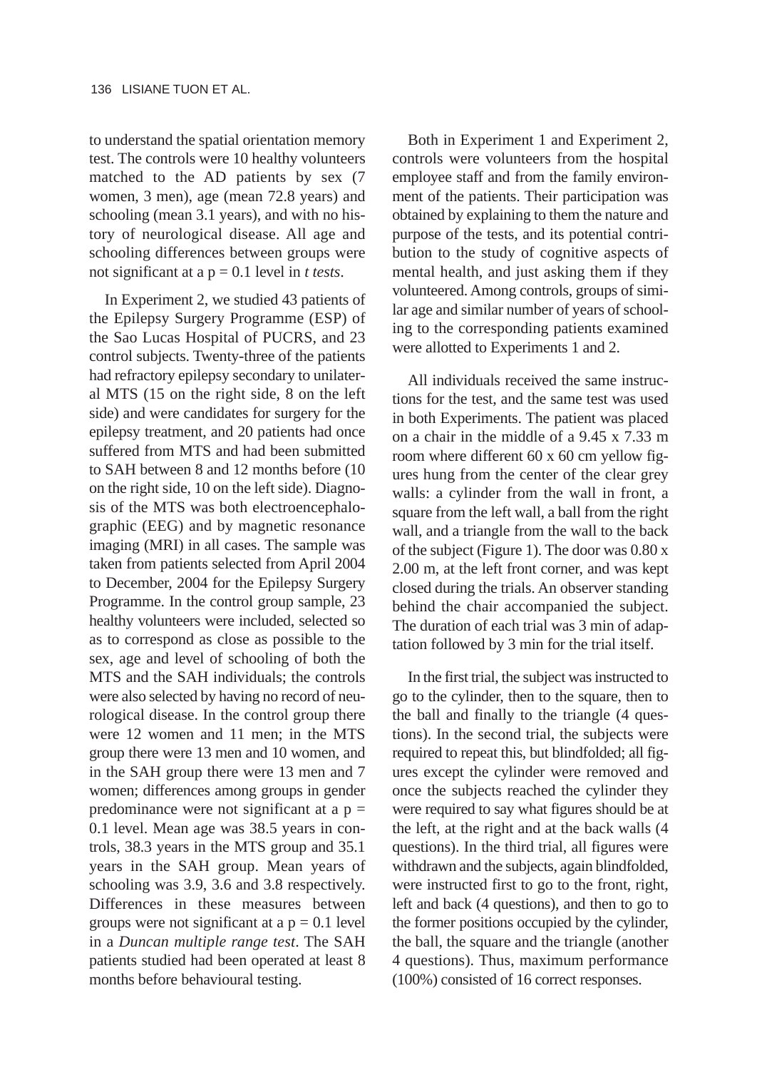to understand the spatial orientation memory test. The controls were 10 healthy volunteers matched to the AD patients by sex (7 women, 3 men), age (mean 72.8 years) and schooling (mean 3.1 years), and with no history of neurological disease. All age and schooling differences between groups were not significant at a $p = 0.1$ level in *t tests*.

In Experiment 2, we studied 43 patients of the Epilepsy Surgery Programme (ESP) of the Sao Lucas Hospital of PUCRS, and 23 control subjects. Twenty-three of the patients had refractory epilepsy secondary to unilateral MTS (15 on the right side, 8 on the left side) and were candidates for surgery for the epilepsy treatment, and 20 patients had once suffered from MTS and had been submitted to SAH between 8 and 12 months before (10 on the right side, 10 on the left side). Diagnosis of the MTS was both electroencephalographic (EEG) and by magnetic resonance imaging (MRI) in all cases. The sample was taken from patients selected from April 2004 to December, 2004 for the Epilepsy Surgery Programme. In the control group sample, 23 healthy volunteers were included, selected so as to correspond as close as possible to the sex, age and level of schooling of both the MTS and the SAH individuals; the controls were also selected by having no record of neurological disease. In the control group there were 12 women and 11 men; in the MTS group there were 13 men and 10 women, and in the SAH group there were 13 men and 7 women; differences among groups in gender predominance were not significant at a $p = 0.1$ level. Mean age was 38.5 years in controls, 38.3 years in the MTS group and 35.1 years in the SAH group. Mean years of schooling was 3.9, 3.6 and 3.8 respectively. Differences in these measures between groups were not significant at a $p = 0.1$ level in a *Duncan multiple range test*. The SAH patients studied had been operated at least 8 months before behavioural testing.

Both in Experiment 1 and Experiment 2, controls were volunteers from the hospital employee staff and from the family environment of the patients. Their participation was obtained by explaining to them the nature and purpose of the tests, and its potential contribution to the study of cognitive aspects of mental health, and just asking them if they volunteered. Among controls, groups of similar age and similar number of years of schooling to the corresponding patients examined were allotted to Experiments 1 and 2.

All individuals received the same instructions for the test, and the same test was used in both Experiments. The patient was placed on a chair in the middle of a 9.45 x 7.33 m room where different 60 x 60 cm yellow figures hung from the center of the clear grey walls: a cylinder from the wall in front, a square from the left wall, a ball from the right wall, and a triangle from the wall to the back of the subject (Figure 1). The door was 0.80 x 2.00 m, at the left front corner, and was kept closed during the trials. An observer standing behind the chair accompanied the subject. The duration of each trial was 3 min of adaptation followed by 3 min for the trial itself.

In the first trial, the subject was instructed to go to the cylinder, then to the square, then to the ball and finally to the triangle (4 questions). In the second trial, the subjects were required to repeat this, but blindfolded; all figures except the cylinder were removed and once the subjects reached the cylinder they were required to say what figures should be at the left, at the right and at the back walls (4 questions). In the third trial, all figures were withdrawn and the subjects, again blindfolded, were instructed first to go to the front, right, left and back (4 questions), and then to go to the former positions occupied by the cylinder, the ball, the square and the triangle (another 4 questions). Thus, maximum performance (100%) consisted of 16 correct responses.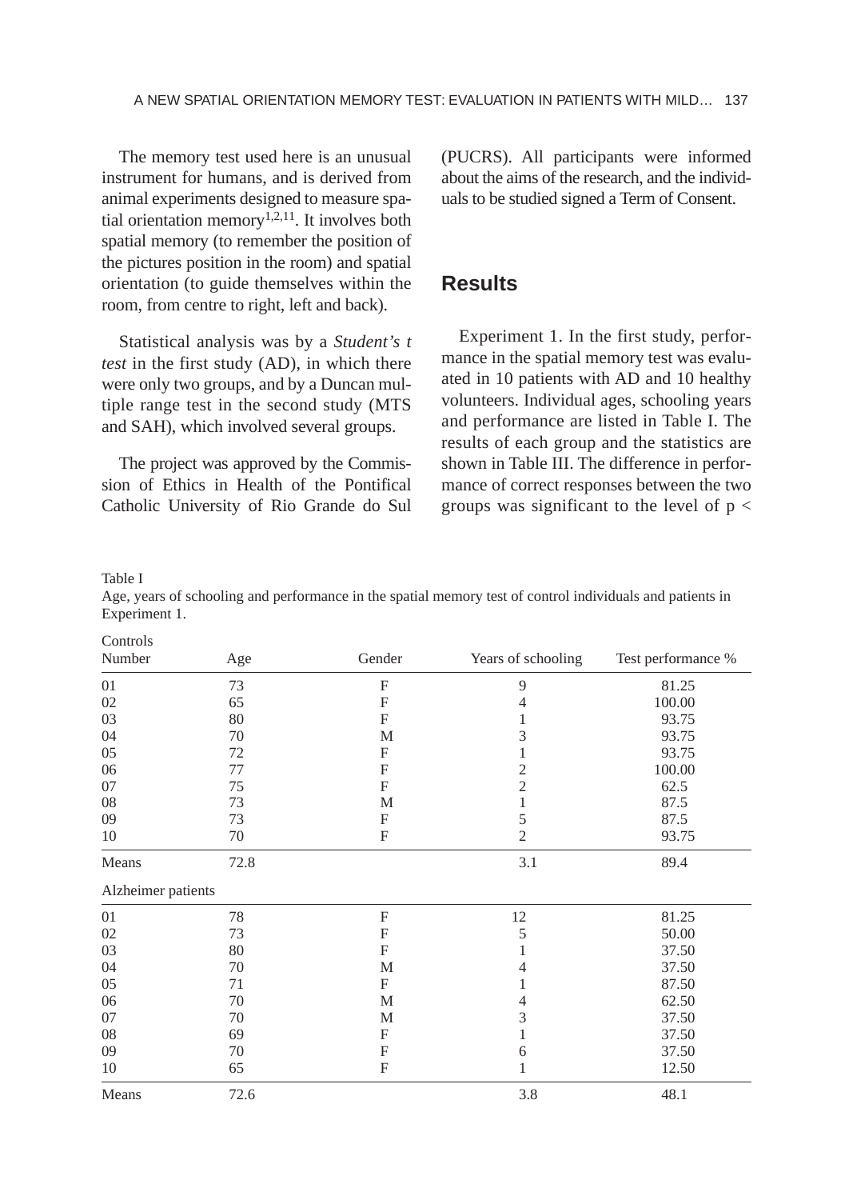The memory test used here is an unusual instrument for humans, and is derived from animal experiments designed to measure spatial orientation memory[1,2,11]. It involves both spatial memory (to remember the position of the pictures position in the room) and spatial orientation (to guide themselves within the room, from centre to right, left and back).

Statistical analysis was by a *Student's t test* in the first study (AD), in which there were only two groups, and by a Duncan multiple range test in the second study (MTS and SAH), which involved several groups.

The project was approved by the Commission of Ethics in Health of the Pontifical Catholic University of Rio Grande do Sul (PUCRS). All participants were informed about the aims of the research, and the individuals to be studied signed a Term of Consent.

## Results

Experiment 1. In the first study, performance in the spatial memory test was evaluated in 10 patients with AD and 10 healthy volunteers. Individual ages, schooling years and performance are listed in Table I. The results of each group and the statistics are shown in Table III. The difference in performance of correct responses between the two groups was significant to the level of p <

Table I

Age, years of schooling and performance in the spatial memory test of control individuals and patients in Experiment 1.

| Number | Age | Gender | Years of schooling | Test performance % |
|---|---|---|---|---|
| **Controls** | | | | |
| 01 | 73 | F | 9 | 81.25 |
| 02 | 65 | F | 4 | 100.00 |
| 03 | 80 | F | 1 | 93.75 |
| 04 | 70 | M | 3 | 93.75 |
| 05 | 72 | F | 1 | 93.75 |
| 06 | 77 | F | 2 | 100.00 |
| 07 | 75 | F | 2 | 62.5 |
| 08 | 73 | M | 1 | 87.5 |
| 09 | 73 | F | 5 | 87.5 |
| 10 | 70 | F | 2 | 93.75 |
| Means | 72.8 | | 3.1 | 89.4 |
| **Alzheimer patients** | | | | |
| 01 | 78 | F | 12 | 81.25 |
| 02 | 73 | F | 5 | 50.00 |
| 03 | 80 | F | 1 | 37.50 |
| 04 | 70 | M | 4 | 37.50 |
| 05 | 71 | F | 1 | 87.50 |
| 06 | 70 | M | 4 | 62.50 |
| 07 | 70 | M | 3 | 37.50 |
| 08 | 69 | F | 1 | 37.50 |
| 09 | 70 | F | 6 | 37.50 |
| 10 | 65 | F | 1 | 12.50 |
| Means | 72.6 | | 3.8 | 48.1 |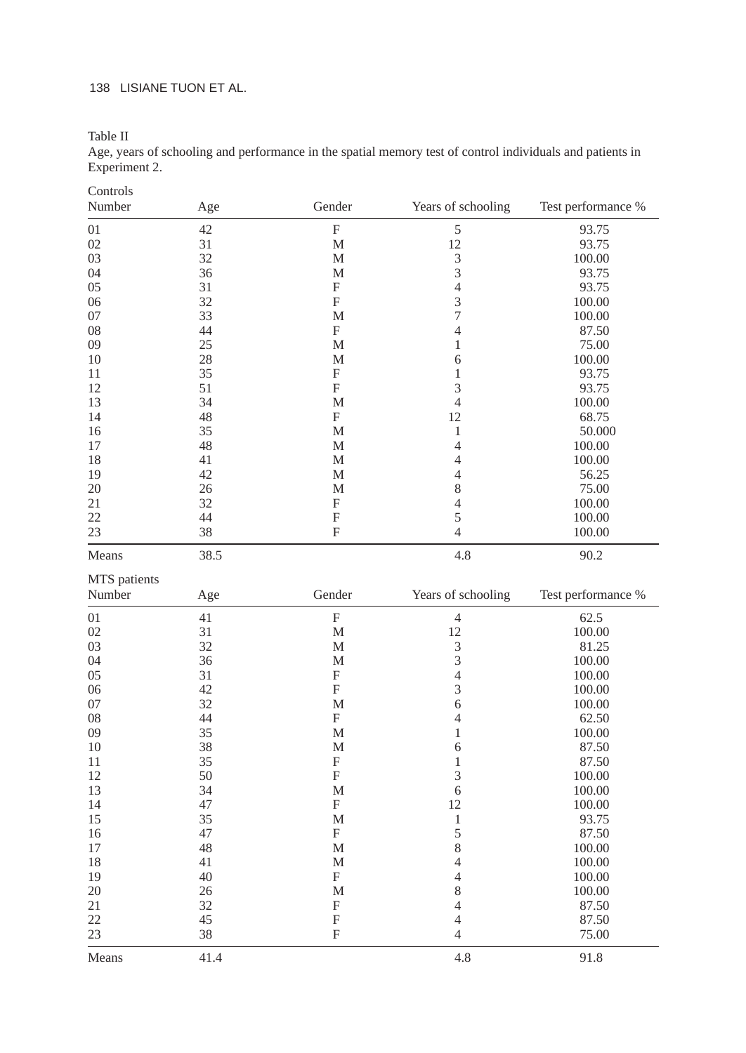Table II
Age, years of schooling and performance in the spatial memory test of control individuals and patients in Experiment 2.

Controls

| Number | Age | Gender | Years of schooling | Test performance % |
|---|---|---|---|---|
| 01 | 42 | F | 5 | 93.75 |
| 02 | 31 | M | 12 | 93.75 |
| 03 | 32 | M | 3 | 100.00 |
| 04 | 36 | M | 3 | 93.75 |
| 05 | 31 | F | 4 | 93.75 |
| 06 | 32 | F | 3 | 100.00 |
| 07 | 33 | M | 7 | 100.00 |
| 08 | 44 | F | 4 | 87.50 |
| 09 | 25 | M | 1 | 75.00 |
| 10 | 28 | M | 6 | 100.00 |
| 11 | 35 | F | 1 | 93.75 |
| 12 | 51 | F | 3 | 93.75 |
| 13 | 34 | M | 4 | 100.00 |
| 14 | 48 | F | 12 | 68.75 |
| 16 | 35 | M | 1 | 50.000 |
| 17 | 48 | M | 4 | 100.00 |
| 18 | 41 | M | 4 | 100.00 |
| 19 | 42 | M | 4 | 56.25 |
| 20 | 26 | M | 8 | 75.00 |
| 21 | 32 | F | 4 | 100.00 |
| 22 | 44 | F | 5 | 100.00 |
| 23 | 38 | F | 4 | 100.00 |
| Means | 38.5 | | 4.8 | 90.2 |

MTS patients

| Number | Age | Gender | Years of schooling | Test performance % |
|---|---|---|---|---|
| 01 | 41 | F | 4 | 62.5 |
| 02 | 31 | M | 12 | 100.00 |
| 03 | 32 | M | 3 | 81.25 |
| 04 | 36 | M | 3 | 100.00 |
| 05 | 31 | F | 4 | 100.00 |
| 06 | 42 | F | 3 | 100.00 |
| 07 | 32 | M | 6 | 100.00 |
| 08 | 44 | F | 4 | 62.50 |
| 09 | 35 | M | 1 | 100.00 |
| 10 | 38 | M | 6 | 87.50 |
| 11 | 35 | F | 1 | 87.50 |
| 12 | 50 | F | 3 | 100.00 |
| 13 | 34 | M | 6 | 100.00 |
| 14 | 47 | F | 12 | 100.00 |
| 15 | 35 | M | 1 | 93.75 |
| 16 | 47 | F | 5 | 87.50 |
| 17 | 48 | M | 8 | 100.00 |
| 18 | 41 | M | 4 | 100.00 |
| 19 | 40 | F | 4 | 100.00 |
| 20 | 26 | M | 8 | 100.00 |
| 21 | 32 | F | 4 | 87.50 |
| 22 | 45 | F | 4 | 87.50 |
| 23 | 38 | F | 4 | 75.00 |
| Means | 41.4 | | 4.8 | 91.8 |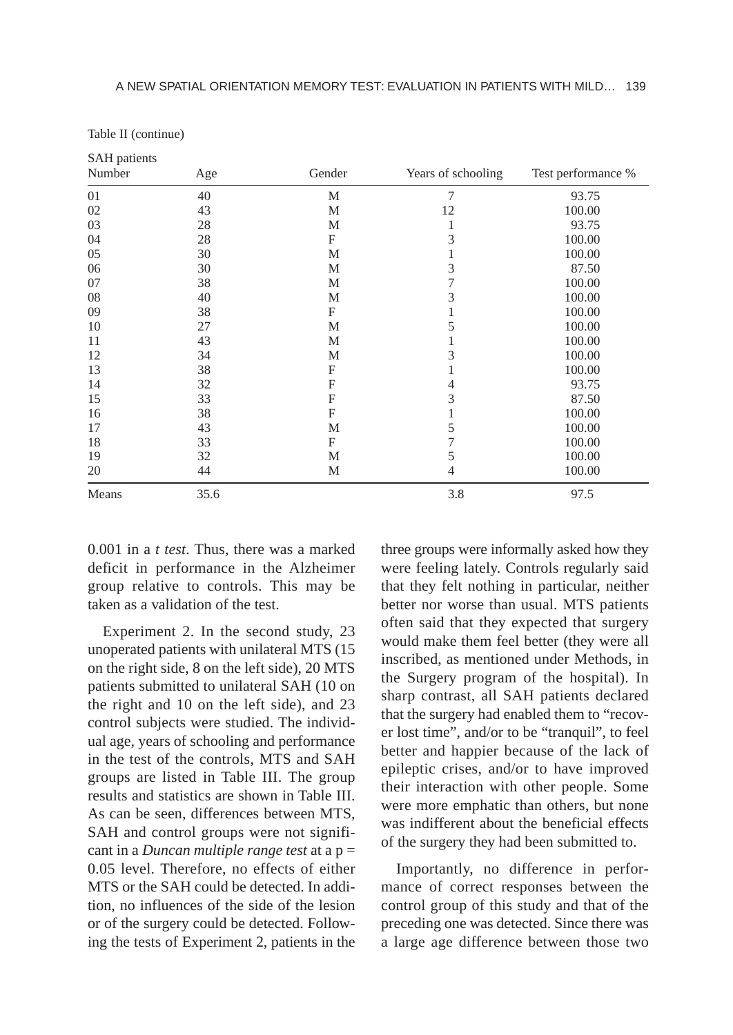Table II (continue)

SAH patients

| Number | Age | Gender | Years of schooling | Test performance % |
|---|---|---|---|---|
| 01 | 40 | M | 7 | 93.75 |
| 02 | 43 | M | 12 | 100.00 |
| 03 | 28 | M | 1 | 93.75 |
| 04 | 28 | F | 3 | 100.00 |
| 05 | 30 | M | 1 | 100.00 |
| 06 | 30 | M | 3 | 87.50 |
| 07 | 38 | M | 7 | 100.00 |
| 08 | 40 | M | 3 | 100.00 |
| 09 | 38 | F | 1 | 100.00 |
| 10 | 27 | M | 5 | 100.00 |
| 11 | 43 | M | 1 | 100.00 |
| 12 | 34 | M | 3 | 100.00 |
| 13 | 38 | F | 1 | 100.00 |
| 14 | 32 | F | 4 | 93.75 |
| 15 | 33 | F | 3 | 87.50 |
| 16 | 38 | F | 1 | 100.00 |
| 17 | 43 | M | 5 | 100.00 |
| 18 | 33 | F | 7 | 100.00 |
| 19 | 32 | M | 5 | 100.00 |
| 20 | 44 | M | 4 | 100.00 |
| Means | 35.6 | | 3.8 | 97.5 |

0.001 in a *t test*. Thus, there was a marked deficit in performance in the Alzheimer group relative to controls. This may be taken as a validation of the test.

Experiment 2. In the second study, 23 unoperated patients with unilateral MTS (15 on the right side, 8 on the left side), 20 MTS patients submitted to unilateral SAH (10 on the right and 10 on the left side), and 23 control subjects were studied. The individual age, years of schooling and performance in the test of the controls, MTS and SAH groups are listed in Table III. The group results and statistics are shown in Table III. As can be seen, differences between MTS, SAH and control groups were not significant in a *Duncan multiple range test* at a $p = 0.05$ level. Therefore, no effects of either MTS or the SAH could be detected. In addition, no influences of the side of the lesion or of the surgery could be detected. Following the tests of Experiment 2, patients in the three groups were informally asked how they were feeling lately. Controls regularly said that they felt nothing in particular, neither better nor worse than usual. MTS patients often said that they expected that surgery would make them feel better (they were all inscribed, as mentioned under Methods, in the Surgery program of the hospital). In sharp contrast, all SAH patients declared that the surgery had enabled them to "recover lost time", and/or to be "tranquil", to feel better and happier because of the lack of epileptic crises, and/or to have improved their interaction with other people. Some were more emphatic than others, but none was indifferent about the beneficial effects of the surgery they had been submitted to.

Importantly, no difference in performance of correct responses between the control group of this study and that of the preceding one was detected. Since there was a large age difference between those two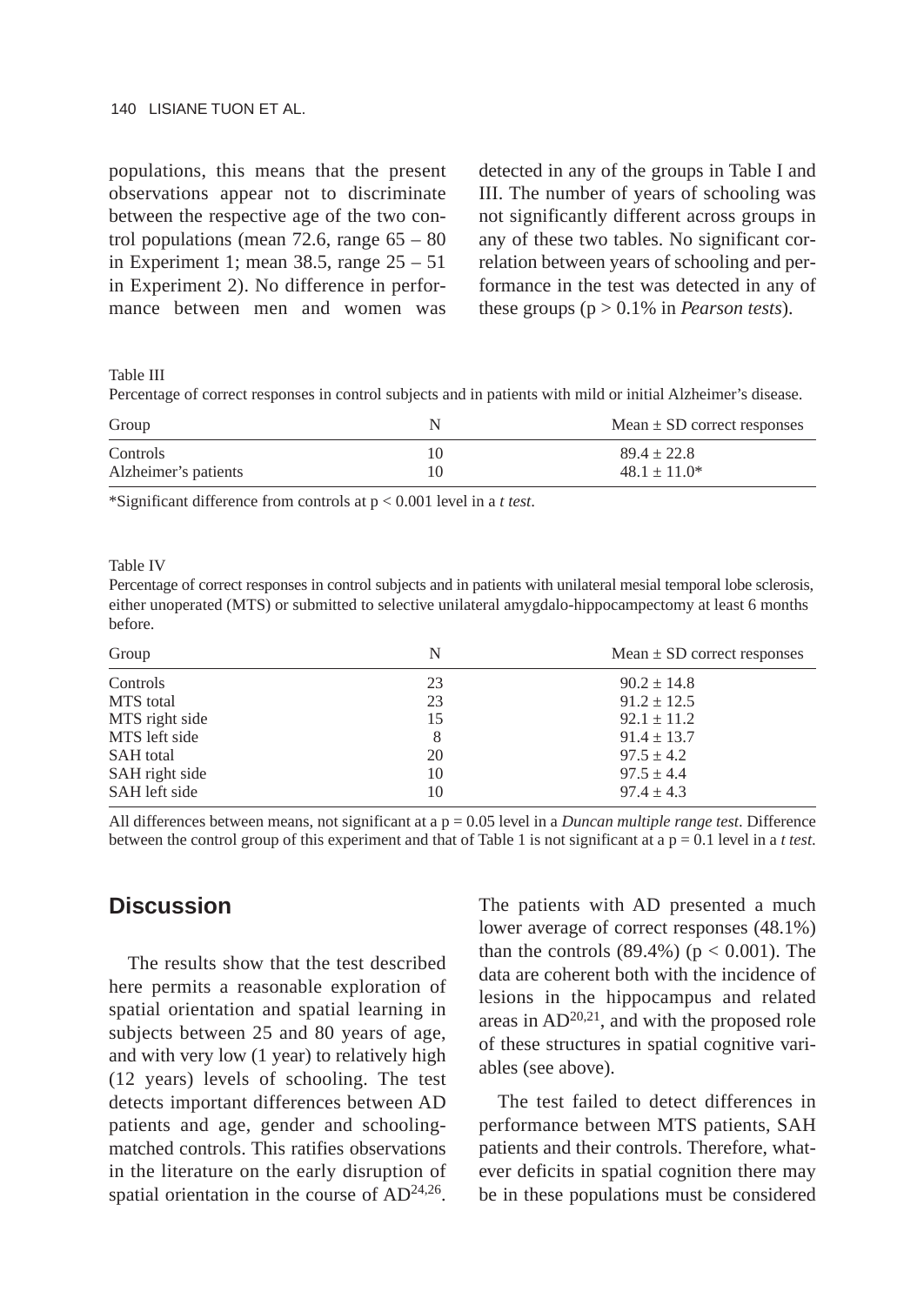populations, this means that the present observations appear not to discriminate between the respective age of the two control populations (mean 72.6, range 65 – 80 in Experiment 1; mean 38.5, range 25 – 51 in Experiment 2). No difference in performance between men and women was detected in any of the groups in Table I and III. The number of years of schooling was not significantly different across groups in any of these two tables. No significant correlation between years of schooling and performance in the test was detected in any of these groups ($p > 0.1\%$ in *Pearson tests*).

Table III

Percentage of correct responses in control subjects and in patients with mild or initial Alzheimer's disease.

| Group | N | Mean ± SD correct responses |
|---|---|---|
| Controls | 10 | 89.4 ± 22.8 |
| Alzheimer's patients | 10 | 48.1 ± 11.0* |

*Significant difference from controls at $p < 0.001$ level in a *t test*.

Table IV

Percentage of correct responses in control subjects and in patients with unilateral mesial temporal lobe sclerosis, either unoperated (MTS) or submitted to selective unilateral amygdalo-hippocampectomy at least 6 months before.

| Group | N | Mean ± SD correct responses |
|---|---|---|
| Controls | 23 | 90.2 ± 14.8 |
| MTS total | 23 | 91.2 ± 12.5 |
| MTS right side | 15 | 92.1 ± 11.2 |
| MTS left side | 8 | 91.4 ± 13.7 |
| SAH total | 20 | 97.5 ± 4.2 |
| SAH right side | 10 | 97.5 ± 4.4 |
| SAH left side | 10 | 97.4 ± 4.3 |

All differences between means, not significant at a $p = 0.05$ level in a *Duncan multiple range test*. Difference between the control group of this experiment and that of Table 1 is not significant at a $p = 0.1$ level in a *t test*.

## Discussion

The results show that the test described here permits a reasonable exploration of spatial orientation and spatial learning in subjects between 25 and 80 years of age, and with very low (1 year) to relatively high (12 years) levels of schooling. The test detects important differences between AD patients and age, gender and schooling-matched controls. This ratifies observations in the literature on the early disruption of spatial orientation in the course of AD[24,26]. The patients with AD presented a much lower average of correct responses (48.1%) than the controls (89.4%) ($p < 0.001$). The data are coherent both with the incidence of lesions in the hippocampus and related areas in AD[20,21], and with the proposed role of these structures in spatial cognitive variables (see above).

The test failed to detect differences in performance between MTS patients, SAH patients and their controls. Therefore, whatever deficits in spatial cognition there may be in these populations must be considered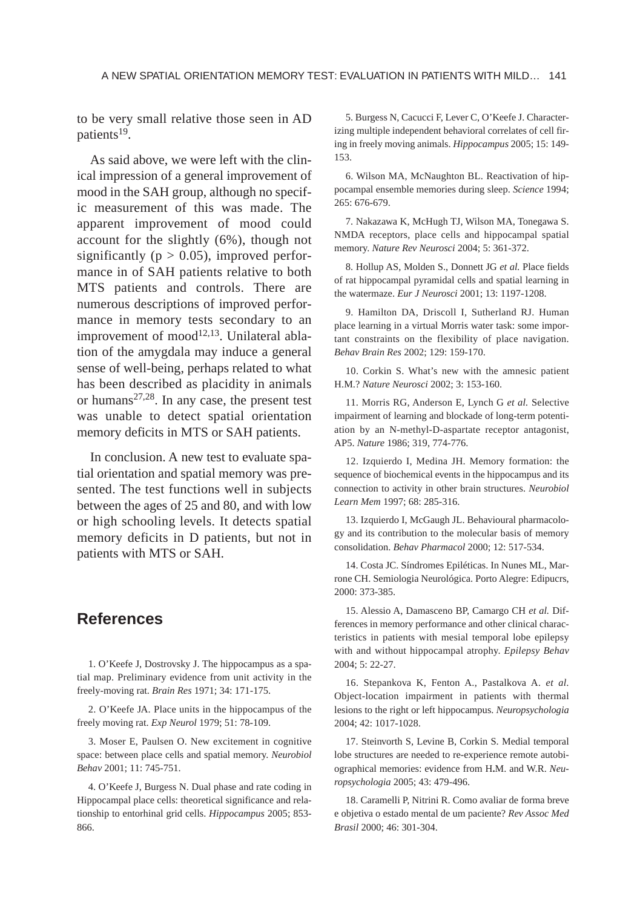to be very small relative those seen in AD patients[19].

As said above, we were left with the clinical impression of a general improvement of mood in the SAH group, although no specific measurement of this was made. The apparent improvement of mood could account for the slightly (6%), though not significantly ($p > 0.05$), improved performance in of SAH patients relative to both MTS patients and controls. There are numerous descriptions of improved performance in memory tests secondary to an improvement of mood[12,13]. Unilateral ablation of the amygdala may induce a general sense of well-being, perhaps related to what has been described as placidity in animals or humans[27,28]. In any case, the present test was unable to detect spatial orientation memory deficits in MTS or SAH patients.

In conclusion. A new test to evaluate spatial orientation and spatial memory was presented. The test functions well in subjects between the ages of 25 and 80, and with low or high schooling levels. It detects spatial memory deficits in D patients, but not in patients with MTS or SAH.

## References

1. O'Keefe J, Dostrovsky J. The hippocampus as a spatial map. Preliminary evidence from unit activity in the freely-moving rat. *Brain Res* 1971; 34: 171-175.

2. O'Keefe JA. Place units in the hippocampus of the freely moving rat. *Exp Neurol* 1979; 51: 78-109.

3. Moser E, Paulsen O. New excitement in cognitive space: between place cells and spatial memory. *Neurobiol Behav* 2001; 11: 745-751.

4. O'Keefe J, Burgess N. Dual phase and rate coding in Hippocampal place cells: theoretical significance and relationship to entorhinal grid cells. *Hippocampus* 2005; 853-866.

5. Burgess N, Cacucci F, Lever C, O'Keefe J. Characterizing multiple independent behavioral correlates of cell firing in freely moving animals. *Hippocampus* 2005; 15: 149-153.

6. Wilson MA, McNaughton BL. Reactivation of hippocampal ensemble memories during sleep. *Science* 1994; 265: 676-679.

7. Nakazawa K, McHugh TJ, Wilson MA, Tonegawa S. NMDA receptors, place cells and hippocampal spatial memory. *Nature Rev Neurosci* 2004; 5: 361-372.

8. Hollup AS, Molden S., Donnett JG *et al.* Place fields of rat hippocampal pyramidal cells and spatial learning in the watermaze. *Eur J Neurosci* 2001; 13: 1197-1208.

9. Hamilton DA, Driscoll I, Sutherland RJ. Human place learning in a virtual Morris water task: some important constraints on the flexibility of place navigation. *Behav Brain Res* 2002; 129: 159-170.

10. Corkin S. What's new with the amnesic patient H.M.? *Nature Neurosci* 2002; 3: 153-160.

11. Morris RG, Anderson E, Lynch G *et al.* Selective impairment of learning and blockade of long-term potentiation by an N-methyl-D-aspartate receptor antagonist, AP5. *Nature* 1986; 319, 774-776.

12. Izquierdo I, Medina JH. Memory formation: the sequence of biochemical events in the hippocampus and its connection to activity in other brain structures. *Neurobiol Learn Mem* 1997; 68: 285-316.

13. Izquierdo I, McGaugh JL. Behavioural pharmacology and its contribution to the molecular basis of memory consolidation. *Behav Pharmacol* 2000; 12: 517-534.

14. Costa JC. Síndromes Epiléticas. In Nunes ML, Marrone CH. Semiologia Neurológica. Porto Alegre: Edipucrs, 2000: 373-385.

15. Alessio A, Damasceno BP, Camargo CH *et al.* Differences in memory performance and other clinical characteristics in patients with mesial temporal lobe epilepsy with and without hippocampal atrophy. *Epilepsy Behav* 2004; 5: 22-27.

16. Stepankova K, Fenton A., Pastalkova A. *et al.* Object-location impairment in patients with thermal lesions to the right or left hippocampus. *Neuropsychologia* 2004; 42: 1017-1028.

17. Steinvorth S, Levine B, Corkin S. Medial temporal lobe structures are needed to re-experience remote autobiographical memories: evidence from H.M. and W.R. *Neuropsychologia* 2005; 43: 479-496.

18. Caramelli P, Nitrini R. Como avaliar de forma breve e objetiva o estado mental de um paciente? *Rev Assoc Med Brasil* 2000; 46: 301-304.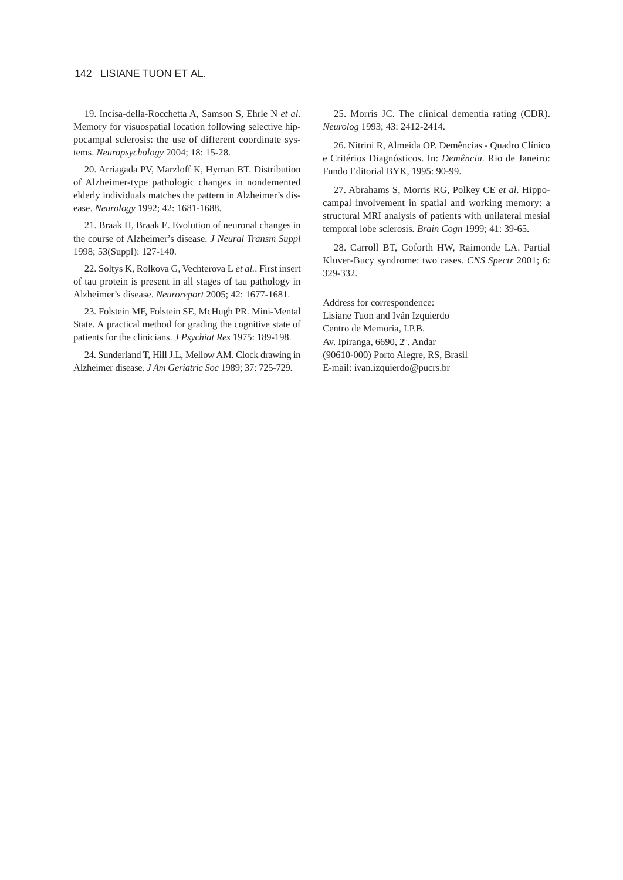19. Incisa-della-Rocchetta A, Samson S, Ehrle N *et al.* Memory for visuospatial location following selective hippocampal sclerosis: the use of different coordinate systems. *Neuropsychology* 2004; 18: 15-28.

20. Arriagada PV, Marzloff K, Hyman BT. Distribution of Alzheimer-type pathologic changes in nondemented elderly individuals matches the pattern in Alzheimer's disease. *Neurology* 1992; 42: 1681-1688.

21. Braak H, Braak E. Evolution of neuronal changes in the course of Alzheimer's disease. *J Neural Transm Suppl* 1998; 53(Suppl): 127-140.

22. Soltys K, Rolkova G, Vechterova L *et al.*. First insert of tau protein is present in all stages of tau pathology in Alzheimer's disease. *Neuroreport* 2005; 42: 1677-1681.

23. Folstein MF, Folstein SE, McHugh PR. Mini-Mental State. A practical method for grading the cognitive state of patients for the clinicians. *J Psychiat Res* 1975: 189-198.

24. Sunderland T, Hill J.L, Mellow AM. Clock drawing in Alzheimer disease. *J Am Geriatric Soc* 1989; 37: 725-729.

25. Morris JC. The clinical dementia rating (CDR). *Neurolog* 1993; 43: 2412-2414.

26. Nitrini R, Almeida OP. Demências - Quadro Clínico e Critérios Diagnósticos. In: *Demência*. Rio de Janeiro: Fundo Editorial BYK, 1995: 90-99.

27. Abrahams S, Morris RG, Polkey CE *et al*. Hippocampal involvement in spatial and working memory: a structural MRI analysis of patients with unilateral mesial temporal lobe sclerosis. *Brain Cogn* 1999; 41: 39-65.

28. Carroll BT, Goforth HW, Raimonde LA. Partial Kluver-Bucy syndrome: two cases. *CNS Spectr* 2001; 6: 329-332.

Address for correspondence:
Lisiane Tuon and Iván Izquierdo
Centro de Memoria, I.P.B.
Av. Ipiranga, 6690, 2º. Andar
(90610-000) Porto Alegre, RS, Brasil
E-mail: ivan.izquierdo@pucrs.br